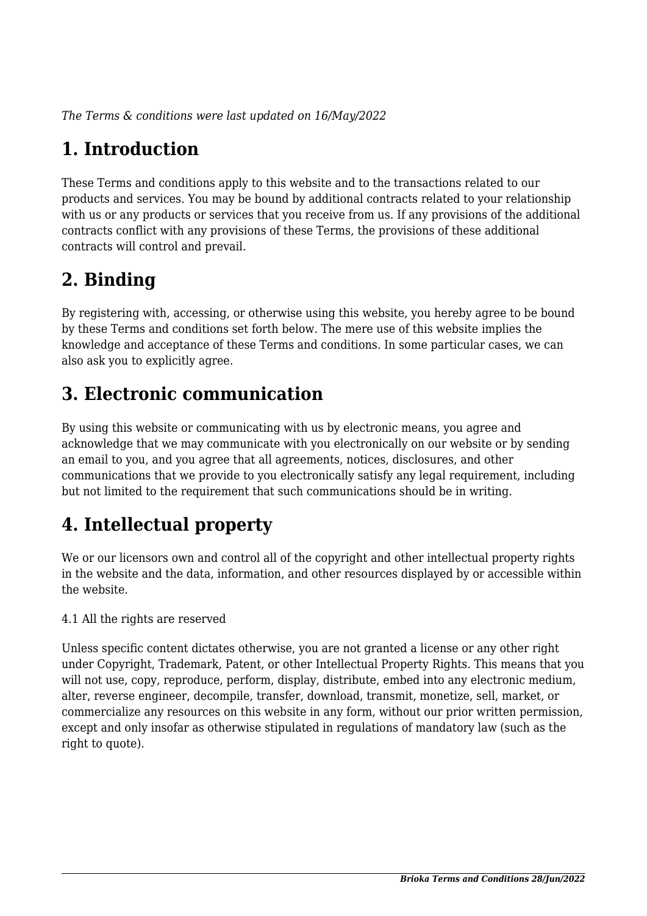*The Terms & conditions were last updated on 16/May/2022*

# 1. Introduction

These Terms and conditions apply to this website and to the transactions related to our products and services. You may be bound by additional contracts related to your relationship with us or any products or services that you receive from us. If any provisions of the additional contracts conflict with any provisions of these Terms, the provisions of these additional contracts will control and prevail.

# 2. Binding

By registering with, accessing, or otherwise using this website, you hereby agree to be bound by these Terms and conditions set forth below. The mere use of this website implies the knowledge and acceptance of these Terms and conditions. In some particular cases, we can also ask you to explicitly agree.

# 3. Electronic communication

By using this website or communicating with us by electronic means, you agree and acknowledge that we may communicate with you electronically on our website or by sending an email to you, and you agree that all agreements, notices, disclosures, and other communications that we provide to you electronically satisfy any legal requirement, including but not limited to the requirement that such communications should be in writing.

# 4. Intellectual property

We or our licensors own and control all of the copyright and other intellectual property rights in the website and the data, information, and other resources displayed by or accessible within the website.

4.1 All the rights are reserved

Unless specific content dictates otherwise, you are not granted a license or any other right under Copyright, Trademark, Patent, or other Intellectual Property Rights. This means that you will not use, copy, reproduce, perform, display, distribute, embed into any electronic medium, alter, reverse engineer, decompile, transfer, download, transmit, monetize, sell, market, or commercialize any resources on this website in any form, without our prior written permission, except and only insofar as otherwise stipulated in regulations of mandatory law (such as the right to quote).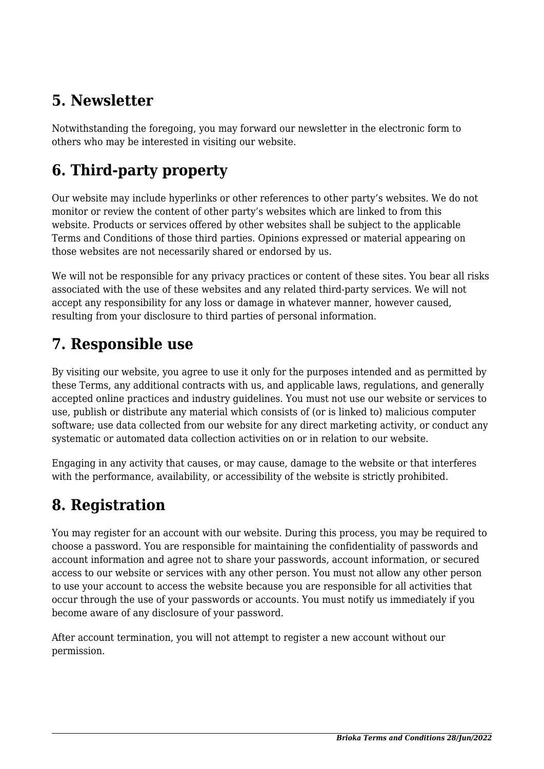## 5. Newsletter

Notwithstanding the foregoing, you may forward our newsletter in the electronic form to others who may be interested in visiting our website.

## 6. Third-party property

Our website may include hyperlinks or other references to other party's websites. We do not monitor or review the content of other party's websites which are linked to from this website. Products or services offered by other websites shall be subject to the applicable Terms and Conditions of those third parties. Opinions expressed or material appearing on those websites are not necessarily shared or endorsed by us.

We will not be responsible for any privacy practices or content of these sites. You bear all risks associated with the use of these websites and any related third-party services. We will not accept any responsibility for any loss or damage in whatever manner, however caused, resulting from your disclosure to third parties of personal information.

## 7. Responsible use

By visiting our website, you agree to use it only for the purposes intended and as permitted by these Terms, any additional contracts with us, and applicable laws, regulations, and generally accepted online practices and industry guidelines. You must not use our website or services to use, publish or distribute any material which consists of (or is linked to) malicious computer software; use data collected from our website for any direct marketing activity, or conduct any systematic or automated data collection activities on or in relation to our website.

Engaging in any activity that causes, or may cause, damage to the website or that interferes with the performance, availability, or accessibility of the website is strictly prohibited.

## 8. Registration

You may register for an account with our website. During this process, you may be required to choose a password. You are responsible for maintaining the confidentiality of passwords and account information and agree not to share your passwords, account information, or secured access to our website or services with any other person. You must not allow any other person to use your account to access the website because you are responsible for all activities that occur through the use of your passwords or accounts. You must notify us immediately if you become aware of any disclosure of your password.

After account termination, you will not attempt to register a new account without our permission.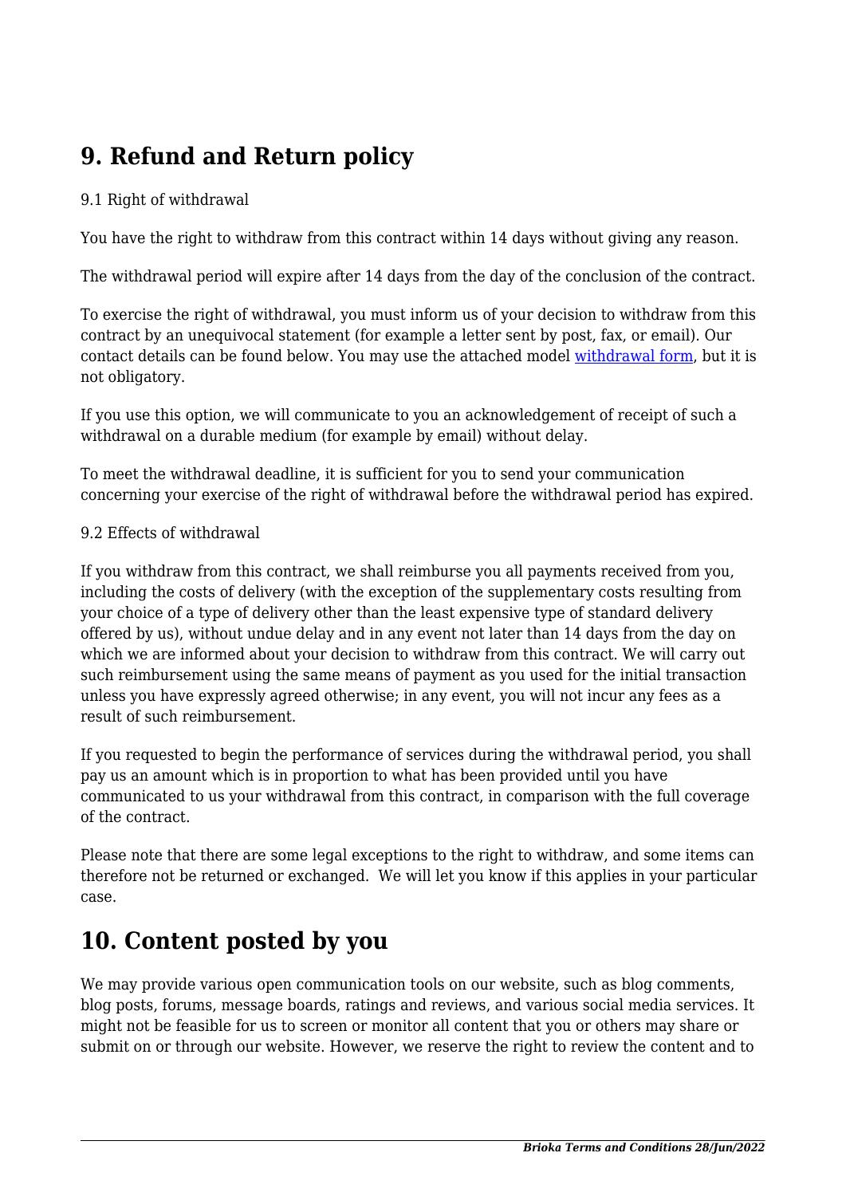## 9. Refund and Return policy

9.1 Right of withdrawal

You have the right to withdraw from this contract within 14 days without giving any reason.

The withdrawal period will expire after 14 days from the day of the conclusion of the contract.

To exercise the right of withdrawal, you must inform us of your decision to withdraw from this contract by an unequivocal statement (for example a letter sent by post, fax, or email). Our contact details can be found below. You may use the attached model withdrawal form, but it is not obligatory.

If you use this option, we will communicate to you an acknowledgement of receipt of such a withdrawal on a durable medium (for example by email) without delay.

To meet the withdrawal deadline, it is sufficient for you to send your communication concerning your exercise of the right of withdrawal before the withdrawal period has expired.

9.2 Effects of withdrawal

If you withdraw from this contract, we shall reimburse you all payments received from you, including the costs of delivery (with the exception of the supplementary costs resulting from your choice of a type of delivery other than the least expensive type of standard delivery offered by us), without undue delay and in any event not later than 14 days from the day on which we are informed about your decision to withdraw from this contract. We will carry out such reimbursement using the same means of payment as you used for the initial transaction unless you have expressly agreed otherwise; in any event, you will not incur any fees as a result of such reimbursement.

If you requested to begin the performance of services during the withdrawal period, you shall pay us an amount which is in proportion to what has been provided until you have communicated to us your withdrawal from this contract, in comparison with the full coverage of the contract.

Please note that there are some legal exceptions to the right to withdraw, and some items can therefore not be returned or exchanged.  We will let you know if this applies in your particular case.

## 10. Content posted by you

We may provide various open communication tools on our website, such as blog comments, blog posts, forums, message boards, ratings and reviews, and various social media services. It might not be feasible for us to screen or monitor all content that you or others may share or submit on or through our website. However, we reserve the right to review the content and to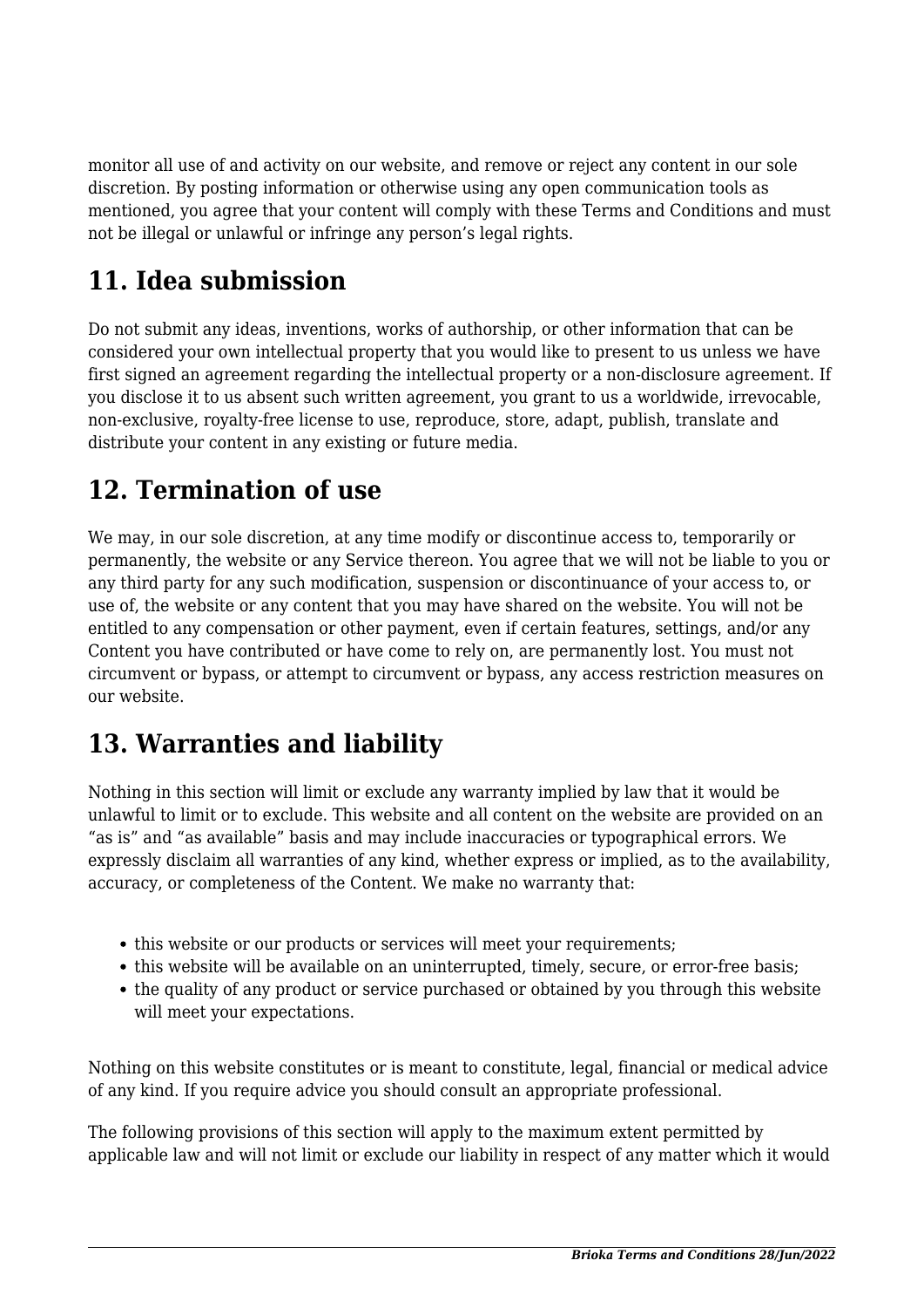monitor all use of and activity on our website, and remove or reject any content in our sole discretion. By posting information or otherwise using any open communication tools as mentioned, you agree that your content will comply with these Terms and Conditions and must not be illegal or unlawful or infringe any person's legal rights.

## 11. Idea submission

Do not submit any ideas, inventions, works of authorship, or other information that can be considered your own intellectual property that you would like to present to us unless we have first signed an agreement regarding the intellectual property or a non-disclosure agreement. If you disclose it to us absent such written agreement, you grant to us a worldwide, irrevocable, non-exclusive, royalty-free license to use, reproduce, store, adapt, publish, translate and distribute your content in any existing or future media.

## 12. Termination of use

We may, in our sole discretion, at any time modify or discontinue access to, temporarily or permanently, the website or any Service thereon. You agree that we will not be liable to you or any third party for any such modification, suspension or discontinuance of your access to, or use of, the website or any content that you may have shared on the website. You will not be entitled to any compensation or other payment, even if certain features, settings, and/or any Content you have contributed or have come to rely on, are permanently lost. You must not circumvent or bypass, or attempt to circumvent or bypass, any access restriction measures on our website.

## 13. Warranties and liability

Nothing in this section will limit or exclude any warranty implied by law that it would be unlawful to limit or to exclude. This website and all content on the website are provided on an "as is" and "as available" basis and may include inaccuracies or typographical errors. We expressly disclaim all warranties of any kind, whether express or implied, as to the availability, accuracy, or completeness of the Content. We make no warranty that:

- this website or our products or services will meet your requirements;
- this website will be available on an uninterrupted, timely, secure, or error-free basis;
- the quality of any product or service purchased or obtained by you through this website will meet your expectations.

Nothing on this website constitutes or is meant to constitute, legal, financial or medical advice of any kind. If you require advice you should consult an appropriate professional.

The following provisions of this section will apply to the maximum extent permitted by applicable law and will not limit or exclude our liability in respect of any matter which it would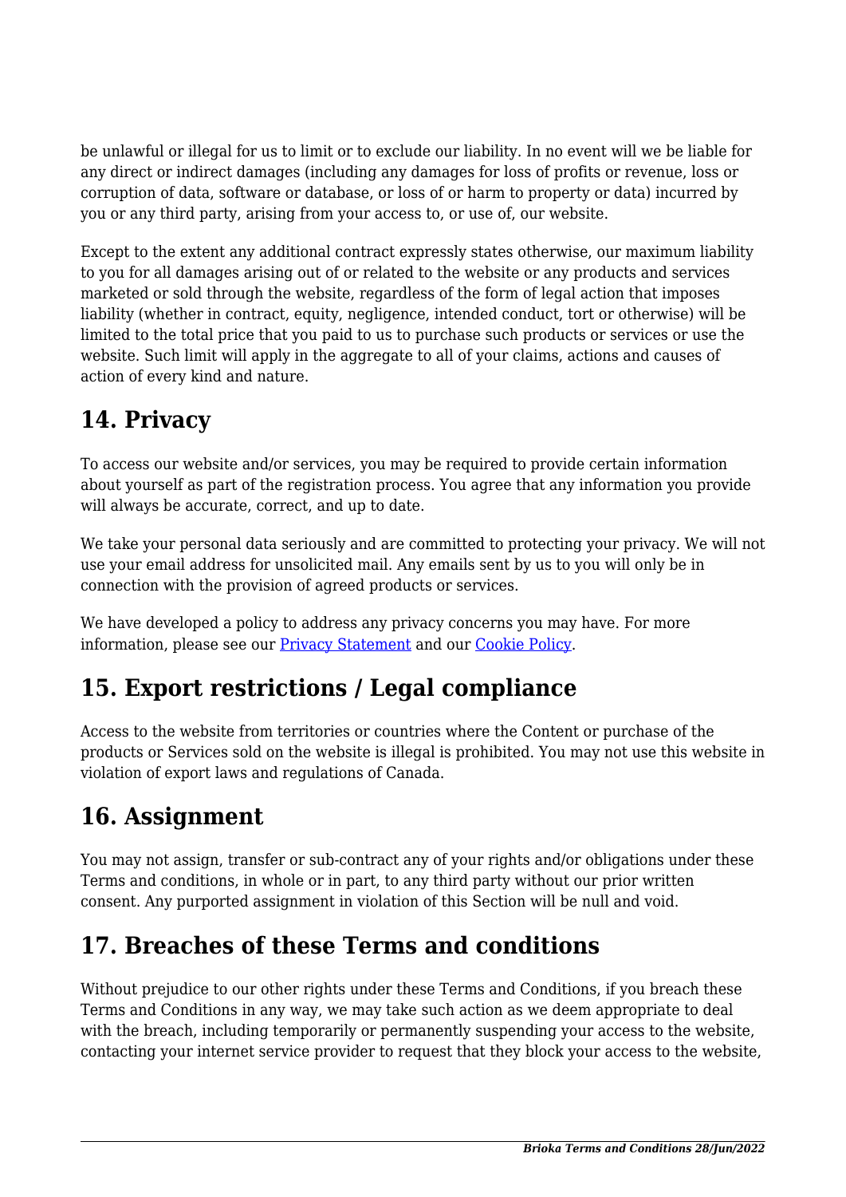be unlawful or illegal for us to limit or to exclude our liability. In no event will we be liable for any direct or indirect damages (including any damages for loss of profits or revenue, loss or corruption of data, software or database, or loss of or harm to property or data) incurred by you or any third party, arising from your access to, or use of, our website.

Except to the extent any additional contract expressly states otherwise, our maximum liability to you for all damages arising out of or related to the website or any products and services marketed or sold through the website, regardless of the form of legal action that imposes liability (whether in contract, equity, negligence, intended conduct, tort or otherwise) will be limited to the total price that you paid to us to purchase such products or services or use the website. Such limit will apply in the aggregate to all of your claims, actions and causes of action of every kind and nature.

## 14. Privacy

To access our website and/or services, you may be required to provide certain information about yourself as part of the registration process. You agree that any information you provide will always be accurate, correct, and up to date.

We take your personal data seriously and are committed to protecting your privacy. We will not use your email address for unsolicited mail. Any emails sent by us to you will only be in connection with the provision of agreed products or services.

We have developed a policy to address any privacy concerns you may have. For more information, please see our [Privacy Statement] and our [Cookie Policy].

## 15. Export restrictions / Legal compliance

Access to the website from territories or countries where the Content or purchase of the products or Services sold on the website is illegal is prohibited. You may not use this website in violation of export laws and regulations of Canada.

## 16. Assignment

You may not assign, transfer or sub-contract any of your rights and/or obligations under these Terms and conditions, in whole or in part, to any third party without our prior written consent. Any purported assignment in violation of this Section will be null and void.

## 17. Breaches of these Terms and conditions

Without prejudice to our other rights under these Terms and Conditions, if you breach these Terms and Conditions in any way, we may take such action as we deem appropriate to deal with the breach, including temporarily or permanently suspending your access to the website, contacting your internet service provider to request that they block your access to the website,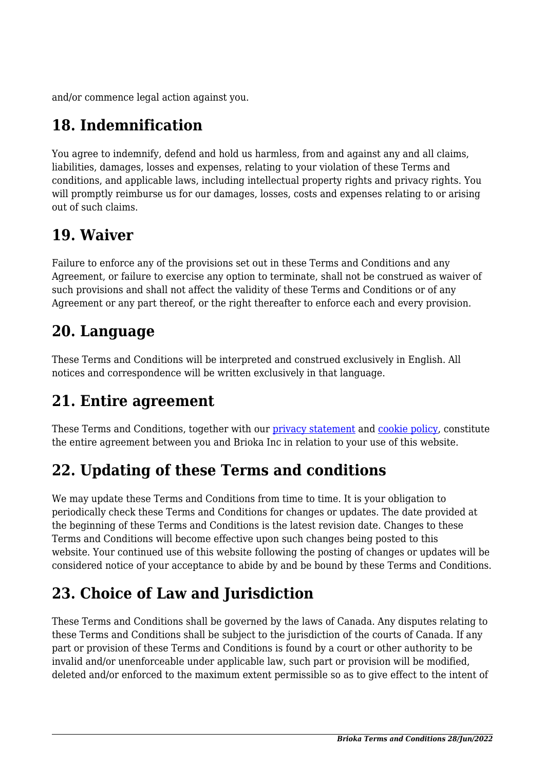and/or commence legal action against you.

## 18. Indemnification

You agree to indemnify, defend and hold us harmless, from and against any and all claims, liabilities, damages, losses and expenses, relating to your violation of these Terms and conditions, and applicable laws, including intellectual property rights and privacy rights. You will promptly reimburse us for our damages, losses, costs and expenses relating to or arising out of such claims.

## 19. Waiver

Failure to enforce any of the provisions set out in these Terms and Conditions and any Agreement, or failure to exercise any option to terminate, shall not be construed as waiver of such provisions and shall not affect the validity of these Terms and Conditions or of any Agreement or any part thereof, or the right thereafter to enforce each and every provision.

## 20. Language

These Terms and Conditions will be interpreted and construed exclusively in English. All notices and correspondence will be written exclusively in that language.

## 21. Entire agreement

These Terms and Conditions, together with our privacy statement and cookie policy, constitute the entire agreement between you and Brioka Inc in relation to your use of this website.

## 22. Updating of these Terms and conditions

We may update these Terms and Conditions from time to time. It is your obligation to periodically check these Terms and Conditions for changes or updates. The date provided at the beginning of these Terms and Conditions is the latest revision date. Changes to these Terms and Conditions will become effective upon such changes being posted to this website. Your continued use of this website following the posting of changes or updates will be considered notice of your acceptance to abide by and be bound by these Terms and Conditions.

## 23. Choice of Law and Jurisdiction

These Terms and Conditions shall be governed by the laws of Canada. Any disputes relating to these Terms and Conditions shall be subject to the jurisdiction of the courts of Canada. If any part or provision of these Terms and Conditions is found by a court or other authority to be invalid and/or unenforceable under applicable law, such part or provision will be modified, deleted and/or enforced to the maximum extent permissible so as to give effect to the intent of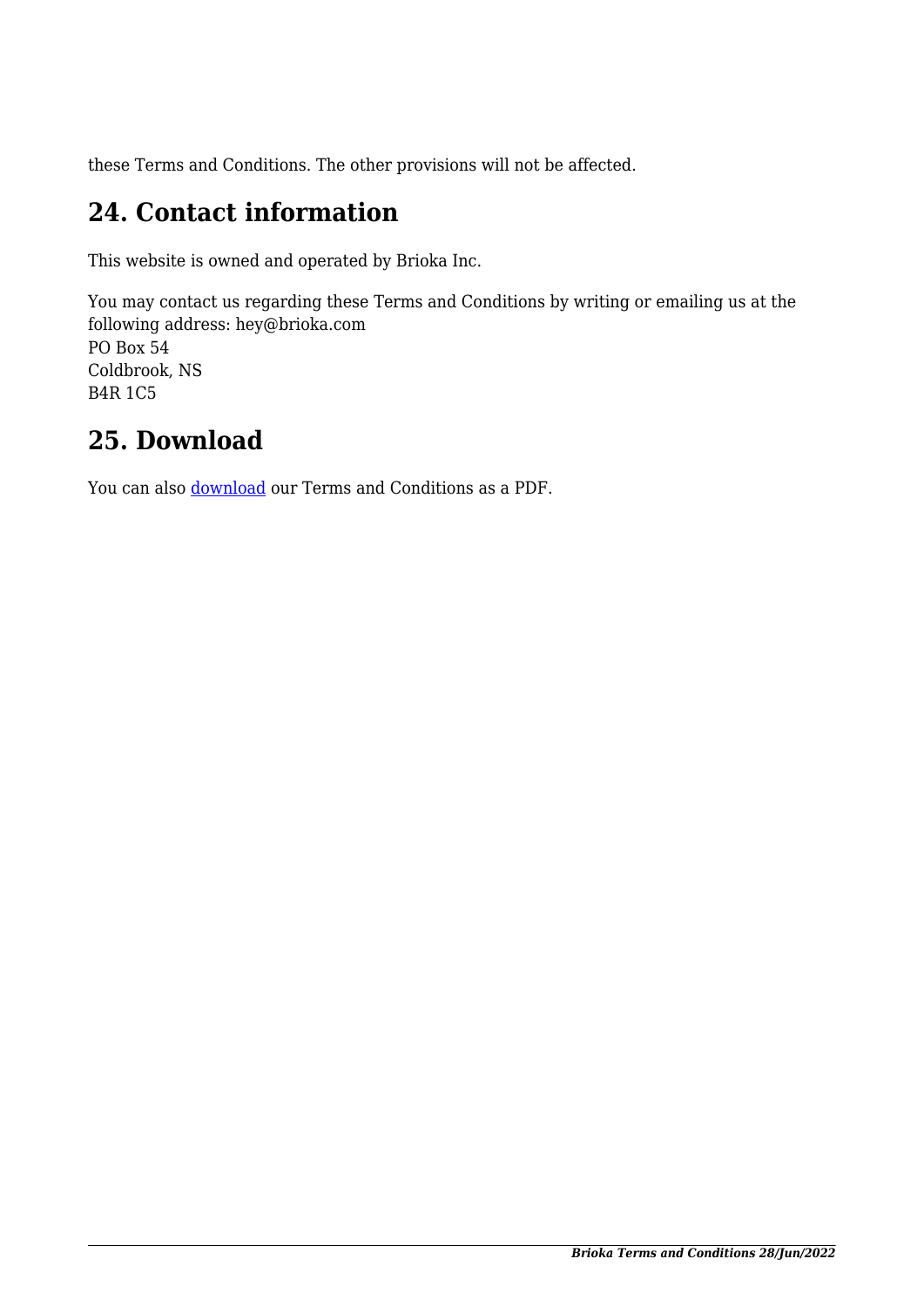these Terms and Conditions. The other provisions will not be affected.

## 24. Contact information

This website is owned and operated by Brioka Inc.

You may contact us regarding these Terms and Conditions by writing or emailing us at the following address: hey@brioka.com
PO Box 54
Coldbrook, NS
B4R 1C5

## 25. Download

You can also download our Terms and Conditions as a PDF.